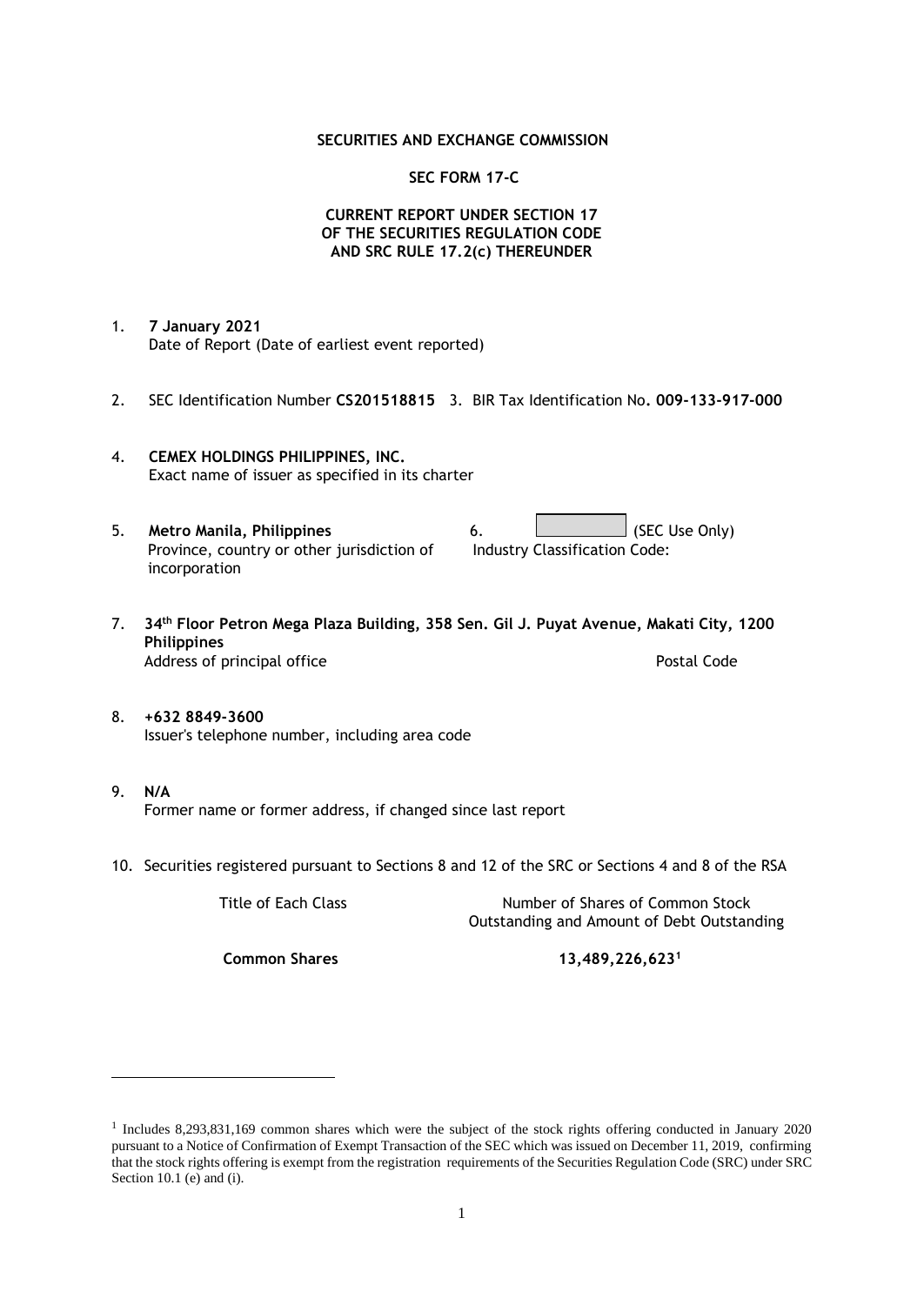**SECURITIES AND EXCHANGE COMMISSION**

**SEC FORM 17-C**

**CURRENT REPORT UNDER SECTION 17**
**OF THE SECURITIES REGULATION CODE**
**AND SRC RULE 17.2(c) THEREUNDER**

1. **7 January 2021**
   Date of Report (Date of earliest event reported)

2. SEC Identification Number **CS201518815** 3. BIR Tax Identification No**. 009-133-917-000**

4. **CEMEX HOLDINGS PHILIPPINES, INC.**
   Exact name of issuer as specified in its charter

5. **Metro Manila, Philippines**
   Province, country or other jurisdiction of incorporation

6. (SEC Use Only)
   Industry Classification Code:

7. **34th Floor Petron Mega Plaza Building, 358 Sen. Gil J. Puyat Avenue, Makati City, 1200 Philippines**
   Address of principal office Postal Code

8. **+632 8849-3600**
   Issuer's telephone number, including area code

9. **N/A**
   Former name or former address, if changed since last report

10. Securities registered pursuant to Sections 8 and 12 of the SRC or Sections 4 and 8 of the RSA

| Title of Each Class | Number of Shares of Common Stock Outstanding and Amount of Debt Outstanding |
|---|---|
| **Common Shares** | **13,489,226,623**[1] |

[1] Includes 8,293,831,169 common shares which were the subject of the stock rights offering conducted in January 2020 pursuant to a Notice of Confirmation of Exempt Transaction of the SEC which was issued on December 11, 2019, confirming that the stock rights offering is exempt from the registration requirements of the Securities Regulation Code (SRC) under SRC Section 10.1 (e) and (i).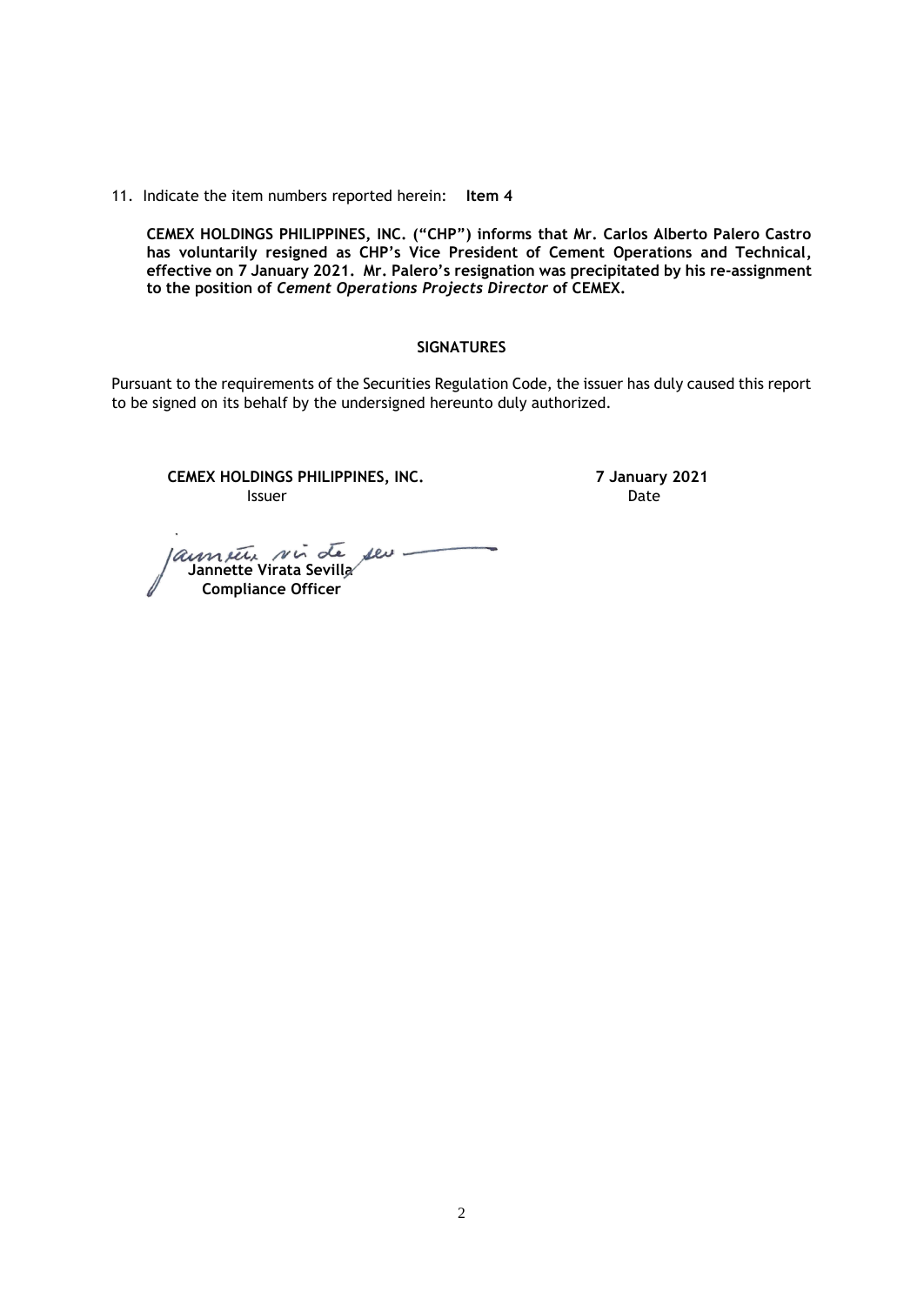11. Indicate the item numbers reported herein: **Item 4**

**CEMEX HOLDINGS PHILIPPINES, INC. ("CHP") informs that Mr. Carlos Alberto Palero Castro has voluntarily resigned as CHP's Vice President of Cement Operations and Technical, effective on 7 January 2021. Mr. Palero's resignation was precipitated by his re-assignment to the position of *Cement Operations Projects Director* of CEMEX.**

**SIGNATURES**

Pursuant to the requirements of the Securities Regulation Code, the issuer has duly caused this report to be signed on its behalf by the undersigned hereunto duly authorized.

**CEMEX HOLDINGS PHILIPPINES, INC.**
Issuer

**7 January 2021**
Date

**Jannette Virata Sevilla**
**Compliance Officer**